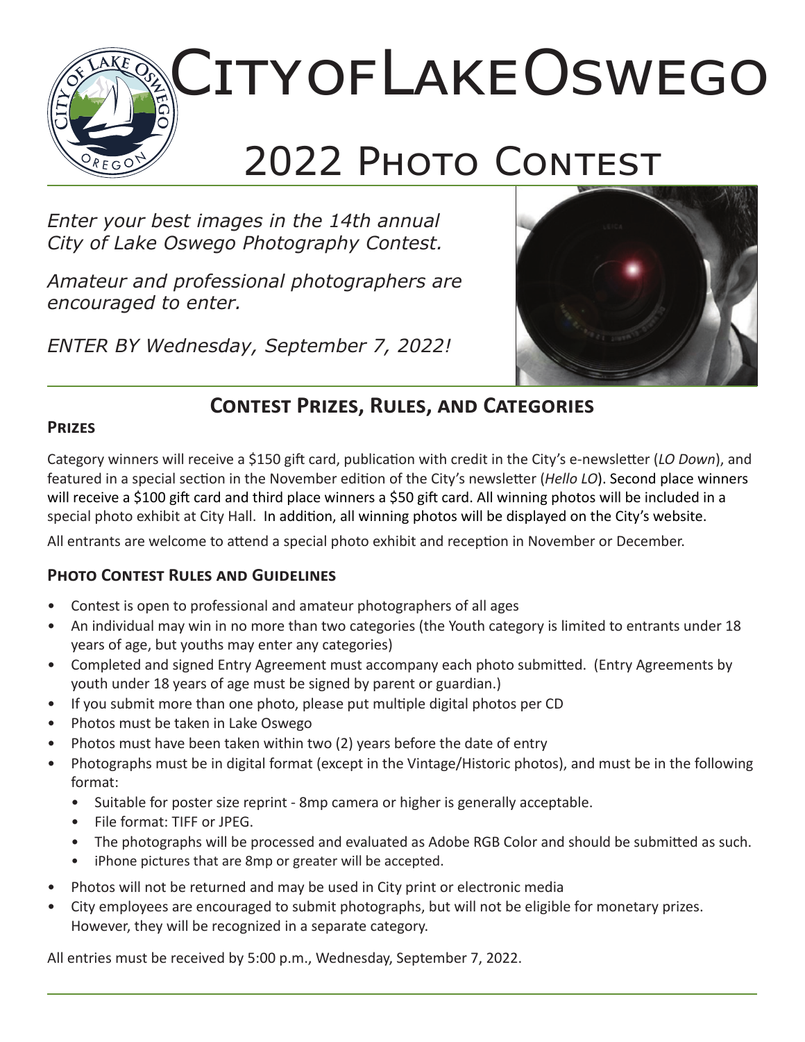# City of Lake Oswego

# 2022 Photo Contest

*Enter your best images in the 14th annual City of Lake Oswego Photography Contest.*

*Amateur and professional photographers are encouraged to enter.*

*ENTER BY Wednesday, September 7, 2022!*

## Contest Prizes, Rules, and Categories

### Prizes

Category winners will receive a $150 gift card, publication with credit in the City's e-newsletter (*LO Down*), and featured in a special section in the November edition of the City's newsletter (*Hello LO*). Second place winners will receive a $100 gift card and third place winners a $50 gift card. All winning photos will be included in a special photo exhibit at City Hall. In addition, all winning photos will be displayed on the City's website.

All entrants are welcome to attend a special photo exhibit and reception in November or December.

### Photo Contest Rules and Guidelines

- Contest is open to professional and amateur photographers of all ages
- An individual may win in no more than two categories (the Youth category is limited to entrants under 18 years of age, but youths may enter any categories)
- Completed and signed Entry Agreement must accompany each photo submitted. (Entry Agreements by youth under 18 years of age must be signed by parent or guardian.)
- If you submit more than one photo, please put multiple digital photos per CD
- Photos must be taken in Lake Oswego
- Photos must have been taken within two (2) years before the date of entry
- Photographs must be in digital format (except in the Vintage/Historic photos), and must be in the following format:
  - Suitable for poster size reprint - 8mp camera or higher is generally acceptable.
  - File format: TIFF or JPEG.
  - The photographs will be processed and evaluated as Adobe RGB Color and should be submitted as such.
  - iPhone pictures that are 8mp or greater will be accepted.
- Photos will not be returned and may be used in City print or electronic media
- City employees are encouraged to submit photographs, but will not be eligible for monetary prizes. However, they will be recognized in a separate category.

All entries must be received by 5:00 p.m., Wednesday, September 7, 2022.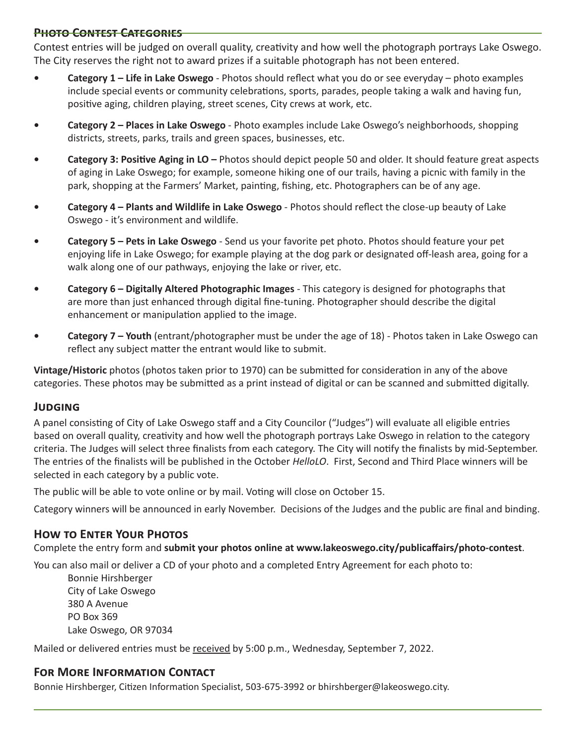## Photo Contest Categories

Contest entries will be judged on overall quality, creativity and how well the photograph portrays Lake Oswego. The City reserves the right not to award prizes if a suitable photograph has not been entered.

- **Category 1 – Life in Lake Oswego** - Photos should reflect what you do or see everyday – photo examples include special events or community celebrations, sports, parades, people taking a walk and having fun, positive aging, children playing, street scenes, City crews at work, etc.
- **Category 2 – Places in Lake Oswego** - Photo examples include Lake Oswego's neighborhoods, shopping districts, streets, parks, trails and green spaces, businesses, etc.
- **Category 3: Positive Aging in LO –** Photos should depict people 50 and older. It should feature great aspects of aging in Lake Oswego; for example, someone hiking one of our trails, having a picnic with family in the park, shopping at the Farmers' Market, painting, fishing, etc. Photographers can be of any age.
- **Category 4 – Plants and Wildlife in Lake Oswego** - Photos should reflect the close-up beauty of Lake Oswego - it's environment and wildlife.
- **Category 5 – Pets in Lake Oswego** - Send us your favorite pet photo. Photos should feature your pet enjoying life in Lake Oswego; for example playing at the dog park or designated off-leash area, going for a walk along one of our pathways, enjoying the lake or river, etc.
- **Category 6 – Digitally Altered Photographic Images** - This category is designed for photographs that are more than just enhanced through digital fine-tuning. Photographer should describe the digital enhancement or manipulation applied to the image.
- **Category 7 – Youth** (entrant/photographer must be under the age of 18) - Photos taken in Lake Oswego can reflect any subject matter the entrant would like to submit.

**Vintage/Historic** photos (photos taken prior to 1970) can be submitted for consideration in any of the above categories. These photos may be submitted as a print instead of digital or can be scanned and submitted digitally.

## Judging

A panel consisting of City of Lake Oswego staff and a City Councilor ("Judges") will evaluate all eligible entries based on overall quality, creativity and how well the photograph portrays Lake Oswego in relation to the category criteria. The Judges will select three finalists from each category. The City will notify the finalists by mid-September. The entries of the finalists will be published in the October *HelloLO*. First, Second and Third Place winners will be selected in each category by a public vote.

The public will be able to vote online or by mail. Voting will close on October 15.

Category winners will be announced in early November. Decisions of the Judges and the public are final and binding.

## How to Enter Your Photos

Complete the entry form and **submit your photos online at www.lakeoswego.city/publicaffairs/photo-contest**.

You can also mail or deliver a CD of your photo and a completed Entry Agreement for each photo to:

Bonnie Hirshberger
City of Lake Oswego
380 A Avenue
PO Box 369
Lake Oswego, OR 97034

Mailed or delivered entries must be received by 5:00 p.m., Wednesday, September 7, 2022.

## For More Information Contact

Bonnie Hirshberger, Citizen Information Specialist, 503-675-3992 or bhirshberger@lakeoswego.city.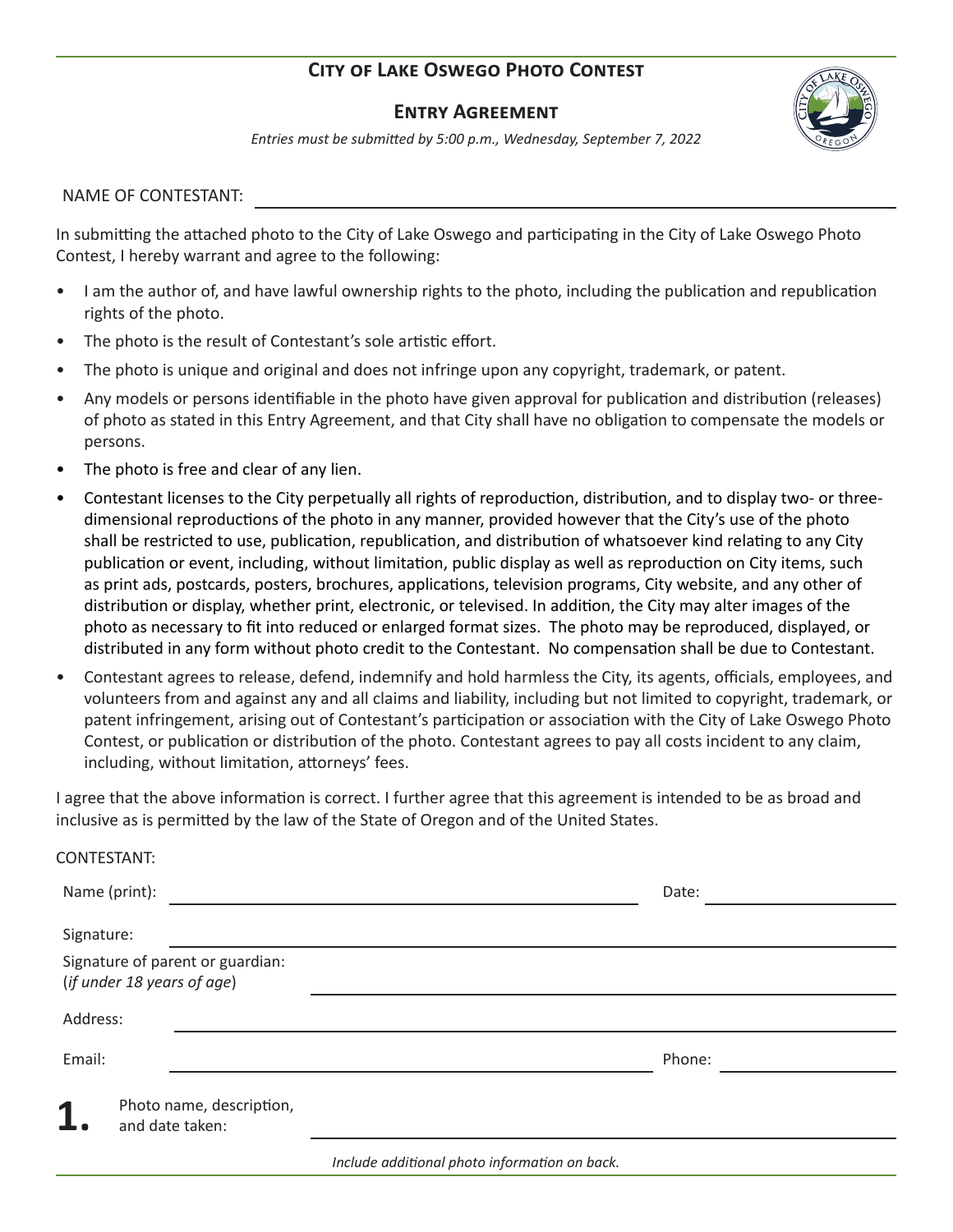# City of Lake Oswego Photo Contest

## Entry Agreement

*Entries must be submitted by 5:00 p.m., Wednesday, September 7, 2022*

NAME OF CONTESTANT: \_\_\_\_\_\_\_\_\_\_\_\_\_\_\_\_\_\_\_\_\_\_\_\_\_\_\_\_\_\_\_\_\_\_\_\_\_\_\_\_

In submitting the attached photo to the City of Lake Oswego and participating in the City of Lake Oswego Photo Contest, I hereby warrant and agree to the following:

- I am the author of, and have lawful ownership rights to the photo, including the publication and republication rights of the photo.
- The photo is the result of Contestant's sole artistic effort.
- The photo is unique and original and does not infringe upon any copyright, trademark, or patent.
- Any models or persons identifiable in the photo have given approval for publication and distribution (releases) of photo as stated in this Entry Agreement, and that City shall have no obligation to compensate the models or persons.
- The photo is free and clear of any lien.
- Contestant licenses to the City perpetually all rights of reproduction, distribution, and to display two- or three-dimensional reproductions of the photo in any manner, provided however that the City's use of the photo shall be restricted to use, publication, republication, and distribution of whatsoever kind relating to any City publication or event, including, without limitation, public display as well as reproduction on City items, such as print ads, postcards, posters, brochures, applications, television programs, City website, and any other of distribution or display, whether print, electronic, or televised. In addition, the City may alter images of the photo as necessary to fit into reduced or enlarged format sizes. The photo may be reproduced, displayed, or distributed in any form without photo credit to the Contestant. No compensation shall be due to Contestant.
- Contestant agrees to release, defend, indemnify and hold harmless the City, its agents, officials, employees, and volunteers from and against any and all claims and liability, including but not limited to copyright, trademark, or patent infringement, arising out of Contestant's participation or association with the City of Lake Oswego Photo Contest, or publication or distribution of the photo. Contestant agrees to pay all costs incident to any claim, including, without limitation, attorneys' fees.

I agree that the above information is correct. I further agree that this agreement is intended to be as broad and inclusive as is permitted by the law of the State of Oregon and of the United States.

CONTESTANT:

Name (print): \_\_\_\_\_\_\_\_\_\_\_\_\_\_\_\_\_\_\_\_\_\_\_\_\_\_\_\_\_\_ Date: \_\_\_\_\_\_\_\_\_\_\_\_\_\_\_

Signature: \_\_\_\_\_\_\_\_\_\_\_\_\_\_\_\_\_\_\_\_\_\_\_\_\_\_\_\_\_\_\_\_\_\_\_\_\_\_\_\_

Signature of parent or guardian:
(*if under 18 years of age*) \_\_\_\_\_\_\_\_\_\_\_\_\_\_\_\_\_\_\_\_\_\_\_\_\_\_\_\_\_\_

Address: \_\_\_\_\_\_\_\_\_\_\_\_\_\_\_\_\_\_\_\_\_\_\_\_\_\_\_\_\_\_\_\_\_\_\_\_\_\_\_\_

Email: \_\_\_\_\_\_\_\_\_\_\_\_\_\_\_\_\_\_\_\_\_\_\_\_\_\_\_\_\_\_ Phone: \_\_\_\_\_\_\_\_\_\_\_\_\_\_\_

**1.** Photo name, description, and date taken: \_\_\_\_\_\_\_\_\_\_\_\_\_\_\_\_\_\_\_\_\_\_\_\_\_\_\_\_\_\_

*Include additional photo information on back.*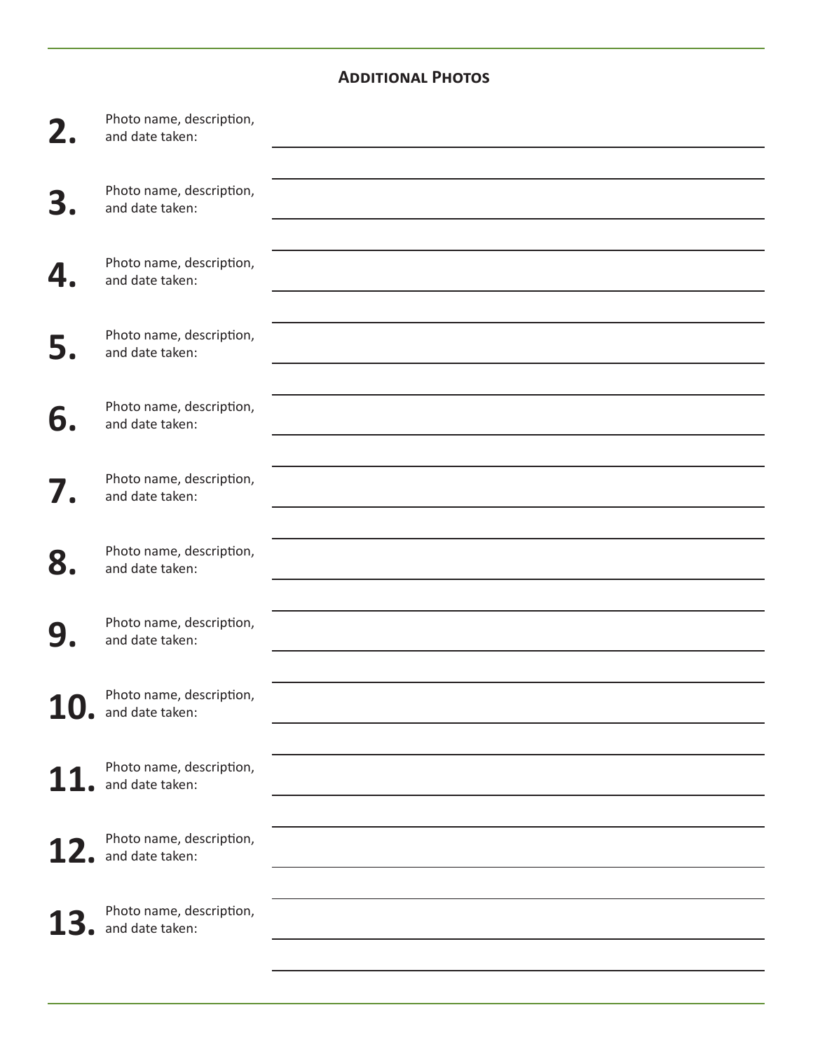## Additional Photos

**2.** Photo name, description, and date taken:

**3.** Photo name, description, and date taken:

**4.** Photo name, description, and date taken:

**5.** Photo name, description, and date taken:

**6.** Photo name, description, and date taken:

**7.** Photo name, description, and date taken:

**8.** Photo name, description, and date taken:

**9.** Photo name, description, and date taken:

**10.** Photo name, description, and date taken:

**11.** Photo name, description, and date taken:

**12.** Photo name, description, and date taken:

**13.** Photo name, description, and date taken: